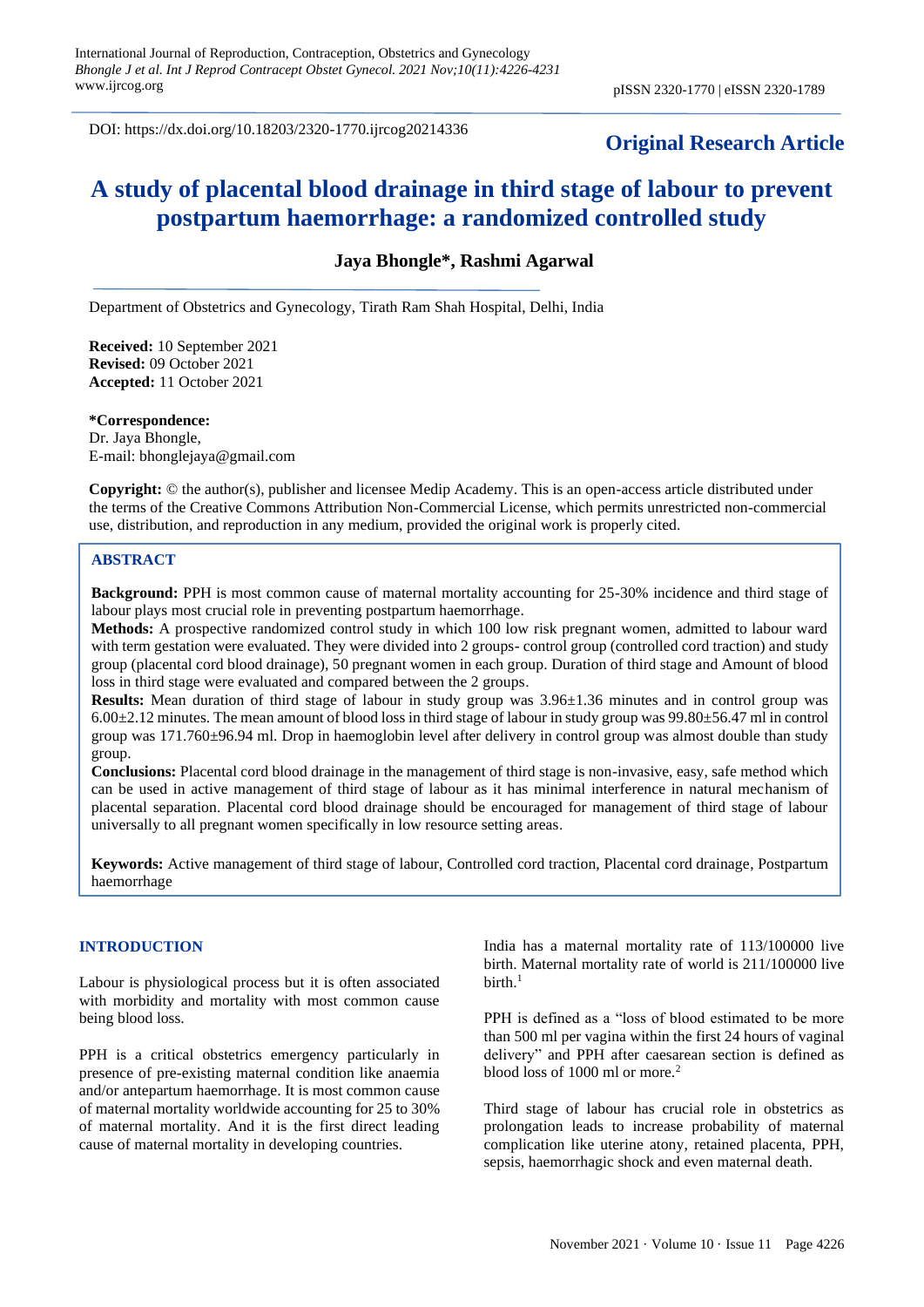DOI: https://dx.doi.org/10.18203/2320-1770.ijrcog20214336

**Original Research Article**

# A study of placental blood drainage in third stage of labour to prevent postpartum haemorrhage: a randomized controlled study

**Jaya Bhongle*, Rashmi Agarwal**

Department of Obstetrics and Gynecology, Tirath Ram Shah Hospital, Delhi, India

**Received:** 10 September 2021
**Revised:** 09 October 2021
**Accepted:** 11 October 2021

***Correspondence:**
Dr. Jaya Bhongle,
E-mail: bhonglejaya@gmail.com

**Copyright:** © the author(s), publisher and licensee Medip Academy. This is an open-access article distributed under the terms of the Creative Commons Attribution Non-Commercial License, which permits unrestricted non-commercial use, distribution, and reproduction in any medium, provided the original work is properly cited.

## ABSTRACT

**Background:** PPH is most common cause of maternal mortality accounting for 25-30% incidence and third stage of labour plays most crucial role in preventing postpartum haemorrhage.

**Methods:** A prospective randomized control study in which 100 low risk pregnant women, admitted to labour ward with term gestation were evaluated. They were divided into 2 groups- control group (controlled cord traction) and study group (placental cord blood drainage), 50 pregnant women in each group. Duration of third stage and Amount of blood loss in third stage were evaluated and compared between the 2 groups.

**Results:** Mean duration of third stage of labour in study group was 3.96±1.36 minutes and in control group was 6.00±2.12 minutes. The mean amount of blood loss in third stage of labour in study group was 99.80±56.47 ml in control group was 171.760±96.94 ml. Drop in haemoglobin level after delivery in control group was almost double than study group.

**Conclusions:** Placental cord blood drainage in the management of third stage is non-invasive, easy, safe method which can be used in active management of third stage of labour as it has minimal interference in natural mechanism of placental separation. Placental cord blood drainage should be encouraged for management of third stage of labour universally to all pregnant women specifically in low resource setting areas.

**Keywords:** Active management of third stage of labour, Controlled cord traction, Placental cord drainage, Postpartum haemorrhage

## INTRODUCTION

Labour is physiological process but it is often associated with morbidity and mortality with most common cause being blood loss.

PPH is a critical obstetrics emergency particularly in presence of pre-existing maternal condition like anaemia and/or antepartum haemorrhage. It is most common cause of maternal mortality worldwide accounting for 25 to 30% of maternal mortality. And it is the first direct leading cause of maternal mortality in developing countries.

India has a maternal mortality rate of 113/100000 live birth. Maternal mortality rate of world is 211/100000 live birth.[1]

PPH is defined as a "loss of blood estimated to be more than 500 ml per vagina within the first 24 hours of vaginal delivery" and PPH after caesarean section is defined as blood loss of 1000 ml or more.[2]

Third stage of labour has crucial role in obstetrics as prolongation leads to increase probability of maternal complication like uterine atony, retained placenta, PPH, sepsis, haemorrhagic shock and even maternal death.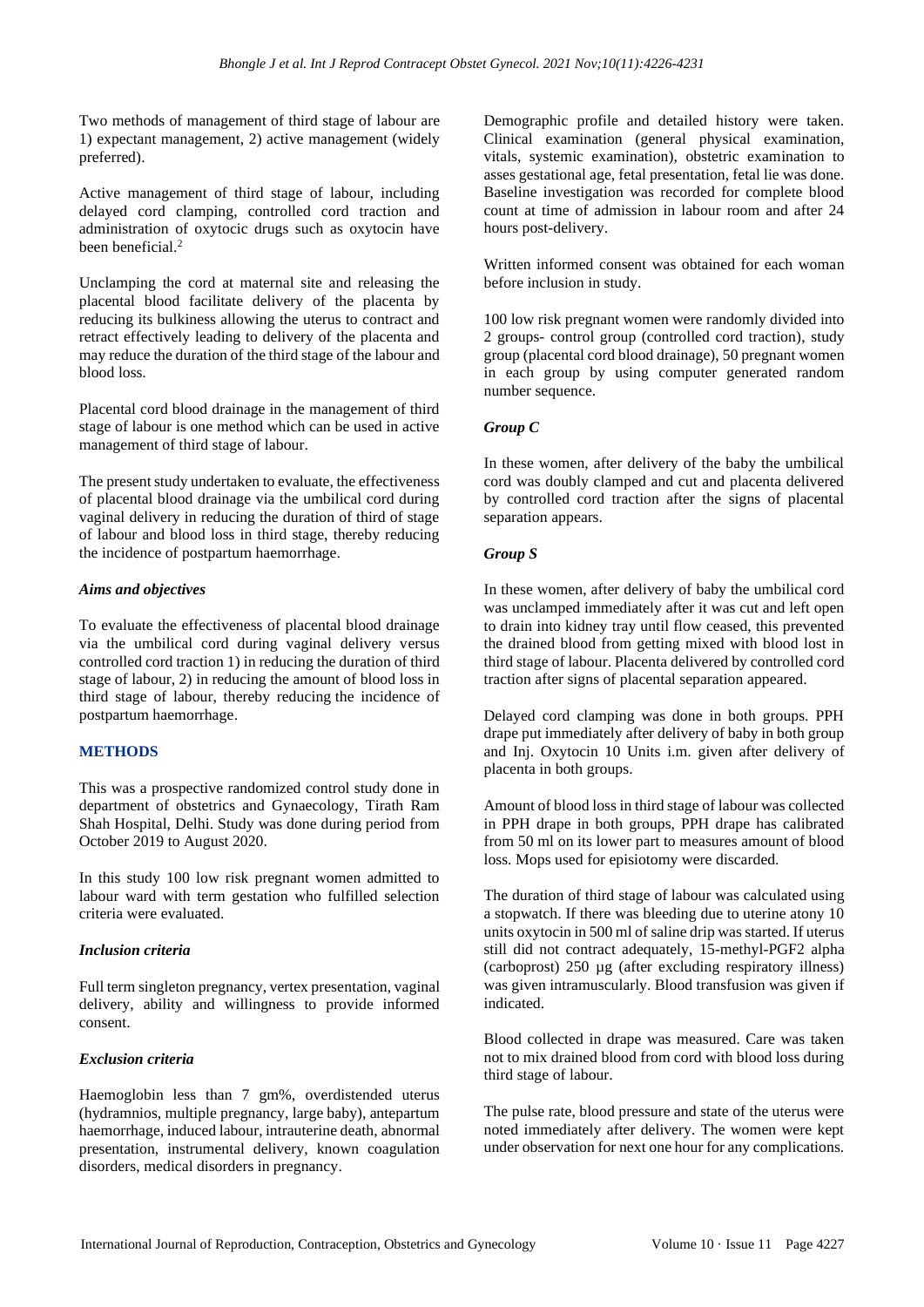Two methods of management of third stage of labour are 1) expectant management, 2) active management (widely preferred).

Active management of third stage of labour, including delayed cord clamping, controlled cord traction and administration of oxytocic drugs such as oxytocin have been beneficial.[2]

Unclamping the cord at maternal site and releasing the placental blood facilitate delivery of the placenta by reducing its bulkiness allowing the uterus to contract and retract effectively leading to delivery of the placenta and may reduce the duration of the third stage of the labour and blood loss.

Placental cord blood drainage in the management of third stage of labour is one method which can be used in active management of third stage of labour.

The present study undertaken to evaluate, the effectiveness of placental blood drainage via the umbilical cord during vaginal delivery in reducing the duration of third of stage of labour and blood loss in third stage, thereby reducing the incidence of postpartum haemorrhage.

### *Aims and objectives*

To evaluate the effectiveness of placental blood drainage via the umbilical cord during vaginal delivery versus controlled cord traction 1) in reducing the duration of third stage of labour, 2) in reducing the amount of blood loss in third stage of labour, thereby reducing the incidence of postpartum haemorrhage.

## METHODS

This was a prospective randomized control study done in department of obstetrics and Gynaecology, Tirath Ram Shah Hospital, Delhi. Study was done during period from October 2019 to August 2020.

In this study 100 low risk pregnant women admitted to labour ward with term gestation who fulfilled selection criteria were evaluated.

### *Inclusion criteria*

Full term singleton pregnancy, vertex presentation, vaginal delivery, ability and willingness to provide informed consent.

### *Exclusion criteria*

Haemoglobin less than 7 gm%, overdistended uterus (hydramnios, multiple pregnancy, large baby), antepartum haemorrhage, induced labour, intrauterine death, abnormal presentation, instrumental delivery, known coagulation disorders, medical disorders in pregnancy.

Demographic profile and detailed history were taken. Clinical examination (general physical examination, vitals, systemic examination), obstetric examination to asses gestational age, fetal presentation, fetal lie was done. Baseline investigation was recorded for complete blood count at time of admission in labour room and after 24 hours post-delivery.

Written informed consent was obtained for each woman before inclusion in study.

100 low risk pregnant women were randomly divided into 2 groups- control group (controlled cord traction), study group (placental cord blood drainage), 50 pregnant women in each group by using computer generated random number sequence.

### *Group C*

In these women, after delivery of the baby the umbilical cord was doubly clamped and cut and placenta delivered by controlled cord traction after the signs of placental separation appears.

### *Group S*

In these women, after delivery of baby the umbilical cord was unclamped immediately after it was cut and left open to drain into kidney tray until flow ceased, this prevented the drained blood from getting mixed with blood lost in third stage of labour. Placenta delivered by controlled cord traction after signs of placental separation appeared.

Delayed cord clamping was done in both groups. PPH drape put immediately after delivery of baby in both group and Inj. Oxytocin 10 Units i.m. given after delivery of placenta in both groups.

Amount of blood loss in third stage of labour was collected in PPH drape in both groups, PPH drape has calibrated from 50 ml on its lower part to measures amount of blood loss. Mops used for episiotomy were discarded.

The duration of third stage of labour was calculated using a stopwatch. If there was bleeding due to uterine atony 10 units oxytocin in 500 ml of saline drip was started. If uterus still did not contract adequately, 15-methyl-PGF2 alpha (carboprost) 250 µg (after excluding respiratory illness) was given intramuscularly. Blood transfusion was given if indicated.

Blood collected in drape was measured. Care was taken not to mix drained blood from cord with blood loss during third stage of labour.

The pulse rate, blood pressure and state of the uterus were noted immediately after delivery. The women were kept under observation for next one hour for any complications.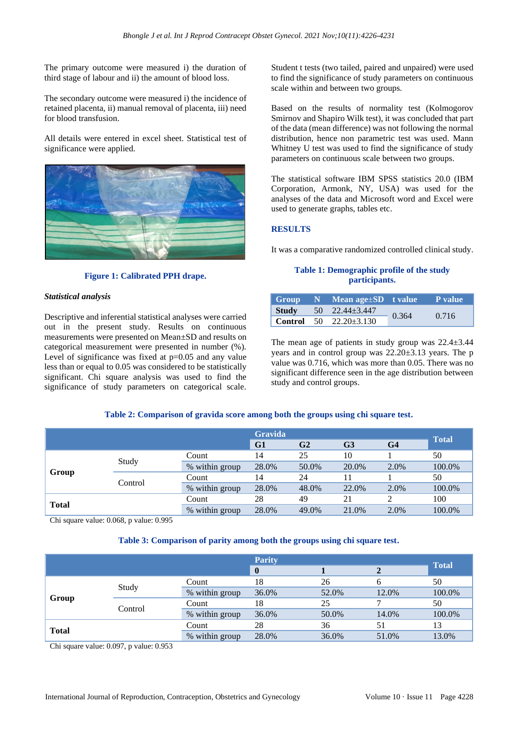The primary outcome were measured i) the duration of third stage of labour and ii) the amount of blood loss.

The secondary outcome were measured i) the incidence of retained placenta, ii) manual removal of placenta, iii) need for blood transfusion.

All details were entered in excel sheet. Statistical test of significance were applied.

**Figure 1: Calibrated PPH drape.**

### *Statistical analysis*

Descriptive and inferential statistical analyses were carried out in the present study. Results on continuous measurements were presented on Mean±SD and results on categorical measurement were presented in number (%). Level of significance was fixed at p=0.05 and any value less than or equal to 0.05 was considered to be statistically significant. Chi square analysis was used to find the significance of study parameters on categorical scale. Student t tests (two tailed, paired and unpaired) were used to find the significance of study parameters on continuous scale within and between two groups.

Based on the results of normality test (Kolmogorov Smirnov and Shapiro Wilk test), it was concluded that part of the data (mean difference) was not following the normal distribution, hence non parametric test was used. Mann Whitney U test was used to find the significance of study parameters on continuous scale between two groups.

The statistical software IBM SPSS statistics 20.0 (IBM Corporation, Armonk, NY, USA) was used for the analyses of the data and Microsoft word and Excel were used to generate graphs, tables etc.

## RESULTS

It was a comparative randomized controlled clinical study.

**Table 1: Demographic profile of the study participants.**

| Group | N | Mean age±SD | t value | P value |
|---|---|---|---|---|
| **Study** | 50 | 22.44±3.447 | 0.364 | 0.716 |
| **Control** | 50 | 22.20±3.130 | | |

The mean age of patients in study group was 22.4±3.44 years and in control group was 22.20±3.13 years. The p value was 0.716, which was more than 0.05. There was no significant difference seen in the age distribution between study and control groups.

**Table 2: Comparison of gravida score among both the groups using chi square test.**

| | | | Gravida | | | | Total |
|---|---|---|---|---|---|---|---|
| | | | **G1** | **G2** | **G3** | **G4** | |
| **Group** | Study | Count | 14 | 25 | 10 | 1 | 50 |
| | | % within group | 28.0% | 50.0% | 20.0% | 2.0% | 100.0% |
| | Control | Count | 14 | 24 | 11 | 1 | 50 |
| | | % within group | 28.0% | 48.0% | 22.0% | 2.0% | 100.0% |
| **Total** | | Count | 28 | 49 | 21 | 2 | 100 |
| | | % within group | 28.0% | 49.0% | 21.0% | 2.0% | 100.0% |

Chi square value: 0.068, p value: 0.995

**Table 3: Comparison of parity among both the groups using chi square test.**

| | | | Parity | | | Total |
|---|---|---|---|---|---|---|
| | | | **0** | **1** | **2** | |
| **Group** | Study | Count | 18 | 26 | 6 | 50 |
| | | % within group | 36.0% | 52.0% | 12.0% | 100.0% |
| | Control | Count | 18 | 25 | 7 | 50 |
| | | % within group | 36.0% | 50.0% | 14.0% | 100.0% |
| **Total** | | Count | 28 | 36 | 51 | 13 |
| | | % within group | 28.0% | 36.0% | 51.0% | 13.0% |

Chi square value: 0.097, p value: 0.953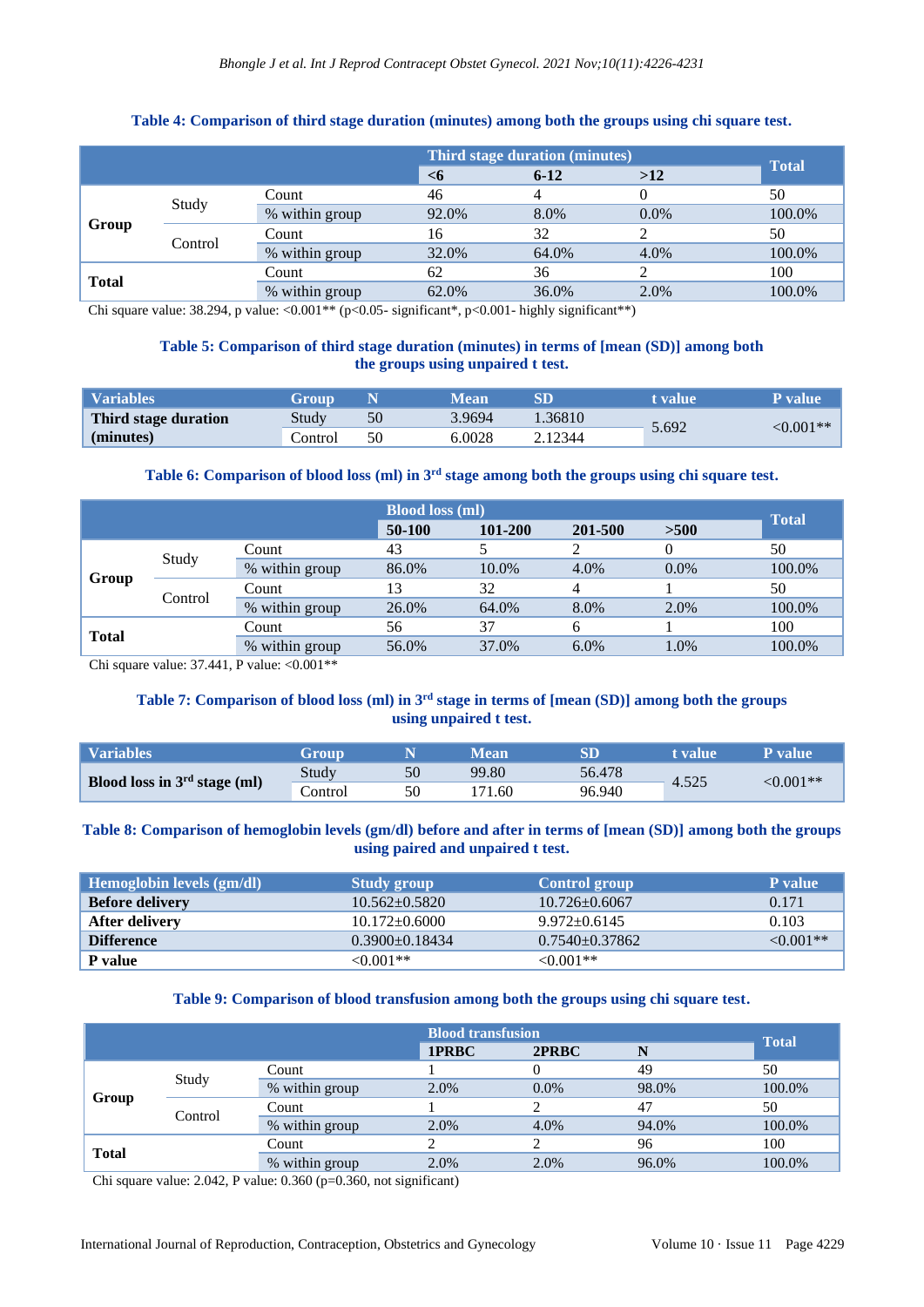**Table 4: Comparison of third stage duration (minutes) among both the groups using chi square test.**

| | | | Third stage duration (minutes) | | | Total |
|---|---|---|---|---|---|---|
| | | | <6 | 6-12 | >12 | |
| Group | Study | Count | 46 | 4 | 0 | 50 |
| | | % within group | 92.0% | 8.0% | 0.0% | 100.0% |
| | Control | Count | 16 | 32 | 2 | 50 |
| | | % within group | 32.0% | 64.0% | 4.0% | 100.0% |
| Total | | Count | 62 | 36 | 2 | 100 |
| | | % within group | 62.0% | 36.0% | 2.0% | 100.0% |

Chi square value: 38.294, p value: <0.001** (p<0.05- significant*, p<0.001- highly significant**)

**Table 5: Comparison of third stage duration (minutes) in terms of [mean (SD)] among both the groups using unpaired t test.**

| Variables | Group | N | Mean | SD | t value | P value |
|---|---|---|---|---|---|---|
| Third stage duration (minutes) | Study | 50 | 3.9694 | 1.36810 | 5.692 | <0.001** |
| | Control | 50 | 6.0028 | 2.12344 | | |

**Table 6: Comparison of blood loss (ml) in 3rd stage among both the groups using chi square test.**

| | | | Blood loss (ml) | | | | Total |
|---|---|---|---|---|---|---|---|
| | | | 50-100 | 101-200 | 201-500 | >500 | |
| Group | Study | Count | 43 | 5 | 2 | 0 | 50 |
| | | % within group | 86.0% | 10.0% | 4.0% | 0.0% | 100.0% |
| | Control | Count | 13 | 32 | 4 | 1 | 50 |
| | | % within group | 26.0% | 64.0% | 8.0% | 2.0% | 100.0% |
| Total | | Count | 56 | 37 | 6 | 1 | 100 |
| | | % within group | 56.0% | 37.0% | 6.0% | 1.0% | 100.0% |

Chi square value: 37.441, P value: <0.001**

**Table 7: Comparison of blood loss (ml) in 3rd stage in terms of [mean (SD)] among both the groups using unpaired t test.**

| Variables | Group | N | Mean | SD | t value | P value |
|---|---|---|---|---|---|---|
| Blood loss in 3rd stage (ml) | Study | 50 | 99.80 | 56.478 | 4.525 | <0.001** |
| | Control | 50 | 171.60 | 96.940 | | |

**Table 8: Comparison of hemoglobin levels (gm/dl) before and after in terms of [mean (SD)] among both the groups using paired and unpaired t test.**

| Hemoglobin levels (gm/dl) | Study group | Control group | P value |
|---|---|---|---|
| Before delivery | 10.562±0.5820 | 10.726±0.6067 | 0.171 |
| After delivery | 10.172±0.6000 | 9.972±0.6145 | 0.103 |
| Difference | 0.3900±0.18434 | 0.7540±0.37862 | <0.001** |
| P value | <0.001** | <0.001** | |

**Table 9: Comparison of blood transfusion among both the groups using chi square test.**

| | | | Blood transfusion | | | Total |
|---|---|---|---|---|---|---|
| | | | 1PRBC | 2PRBC | N | |
| Group | Study | Count | 1 | 0 | 49 | 50 |
| | | % within group | 2.0% | 0.0% | 98.0% | 100.0% |
| | Control | Count | 1 | 2 | 47 | 50 |
| | | % within group | 2.0% | 4.0% | 94.0% | 100.0% |
| Total | | Count | 2 | 2 | 96 | 100 |
| | | % within group | 2.0% | 2.0% | 96.0% | 100.0% |

Chi square value: 2.042, P value: 0.360 (p=0.360, not significant)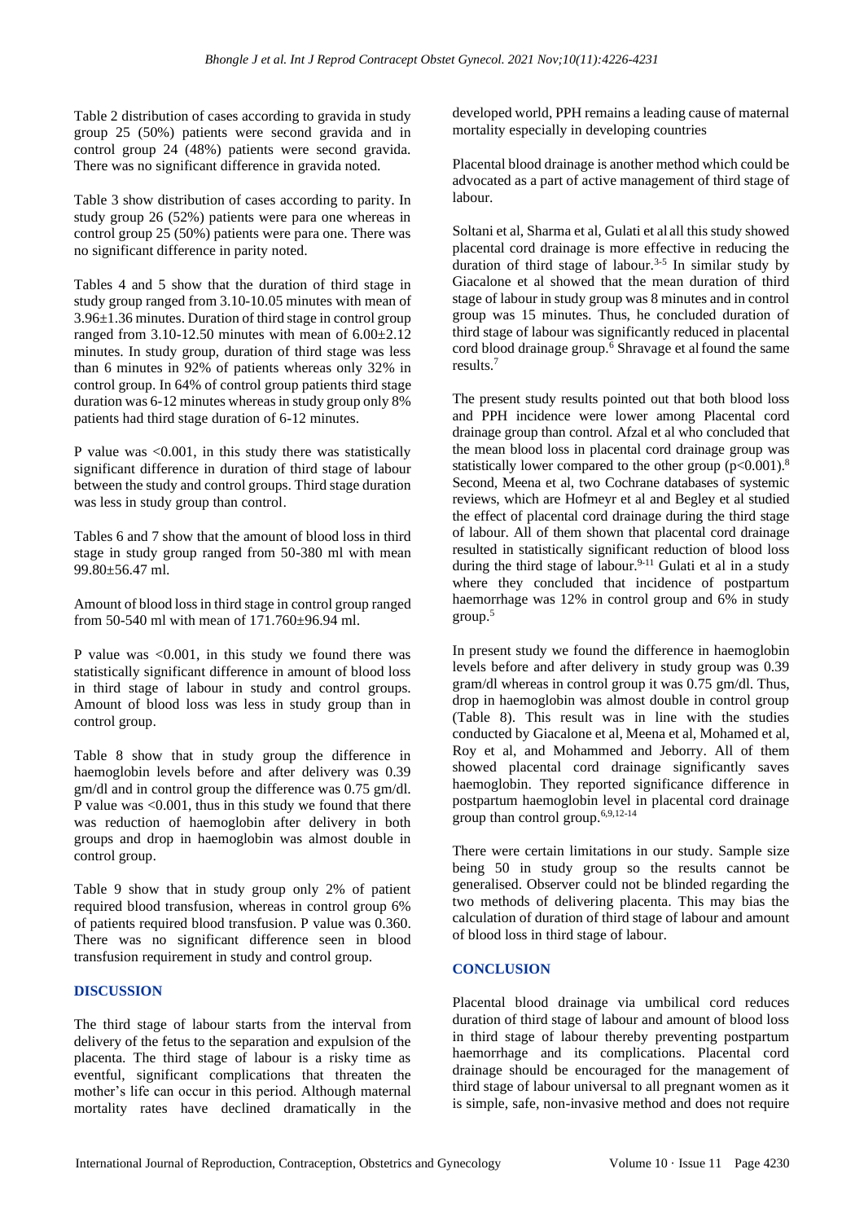Table 2 distribution of cases according to gravida in study group 25 (50%) patients were second gravida and in control group 24 (48%) patients were second gravida. There was no significant difference in gravida noted.

Table 3 show distribution of cases according to parity. In study group 26 (52%) patients were para one whereas in control group 25 (50%) patients were para one. There was no significant difference in parity noted.

Tables 4 and 5 show that the duration of third stage in study group ranged from 3.10-10.05 minutes with mean of 3.96±1.36 minutes. Duration of third stage in control group ranged from 3.10-12.50 minutes with mean of 6.00±2.12 minutes. In study group, duration of third stage was less than 6 minutes in 92% of patients whereas only 32% in control group. In 64% of control group patients third stage duration was 6-12 minutes whereas in study group only 8% patients had third stage duration of 6-12 minutes.

P value was <0.001, in this study there was statistically significant difference in duration of third stage of labour between the study and control groups. Third stage duration was less in study group than control.

Tables 6 and 7 show that the amount of blood loss in third stage in study group ranged from 50-380 ml with mean 99.80±56.47 ml.

Amount of blood loss in third stage in control group ranged from 50-540 ml with mean of 171.760±96.94 ml.

P value was <0.001, in this study we found there was statistically significant difference in amount of blood loss in third stage of labour in study and control groups. Amount of blood loss was less in study group than in control group.

Table 8 show that in study group the difference in haemoglobin levels before and after delivery was 0.39 gm/dl and in control group the difference was 0.75 gm/dl. P value was <0.001, thus in this study we found that there was reduction of haemoglobin after delivery in both groups and drop in haemoglobin was almost double in control group.

Table 9 show that in study group only 2% of patient required blood transfusion, whereas in control group 6% of patients required blood transfusion. P value was 0.360. There was no significant difference seen in blood transfusion requirement in study and control group.

## DISCUSSION

The third stage of labour starts from the interval from delivery of the fetus to the separation and expulsion of the placenta. The third stage of labour is a risky time as eventful, significant complications that threaten the mother's life can occur in this period. Although maternal mortality rates have declined dramatically in the developed world, PPH remains a leading cause of maternal mortality especially in developing countries

Placental blood drainage is another method which could be advocated as a part of active management of third stage of labour.

Soltani et al, Sharma et al, Gulati et al all this study showed placental cord drainage is more effective in reducing the duration of third stage of labour.[3-5] In similar study by Giacalone et al showed that the mean duration of third stage of labour in study group was 8 minutes and in control group was 15 minutes. Thus, he concluded duration of third stage of labour was significantly reduced in placental cord blood drainage group.[6] Shravage et al found the same results.[7]

The present study results pointed out that both blood loss and PPH incidence were lower among Placental cord drainage group than control. Afzal et al who concluded that the mean blood loss in placental cord drainage group was statistically lower compared to the other group (p<0.001).[8] Second, Meena et al, two Cochrane databases of systemic reviews, which are Hofmeyr et al and Begley et al studied the effect of placental cord drainage during the third stage of labour. All of them shown that placental cord drainage resulted in statistically significant reduction of blood loss during the third stage of labour.[9-11] Gulati et al in a study where they concluded that incidence of postpartum haemorrhage was 12% in control group and 6% in study group.[5]

In present study we found the difference in haemoglobin levels before and after delivery in study group was 0.39 gram/dl whereas in control group it was 0.75 gm/dl. Thus, drop in haemoglobin was almost double in control group (Table 8). This result was in line with the studies conducted by Giacalone et al, Meena et al, Mohamed et al, Roy et al, and Mohammed and Jeborry. All of them showed placental cord drainage significantly saves haemoglobin. They reported significance difference in postpartum haemoglobin level in placental cord drainage group than control group.[6,9,12-14]

There were certain limitations in our study. Sample size being 50 in study group so the results cannot be generalised. Observer could not be blinded regarding the two methods of delivering placenta. This may bias the calculation of duration of third stage of labour and amount of blood loss in third stage of labour.

## CONCLUSION

Placental blood drainage via umbilical cord reduces duration of third stage of labour and amount of blood loss in third stage of labour thereby preventing postpartum haemorrhage and its complications. Placental cord drainage should be encouraged for the management of third stage of labour universal to all pregnant women as it is simple, safe, non-invasive method and does not require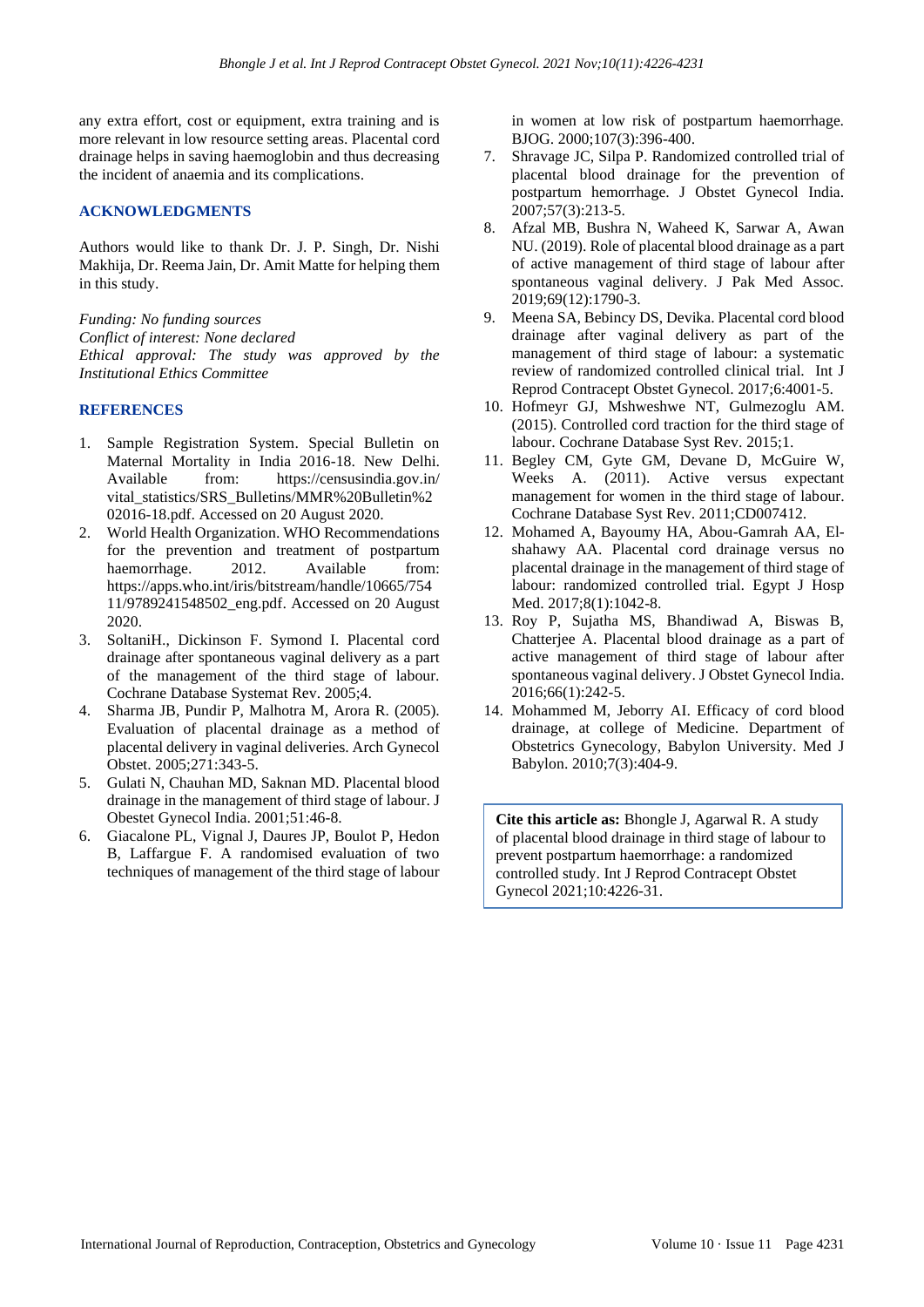any extra effort, cost or equipment, extra training and is more relevant in low resource setting areas. Placental cord drainage helps in saving haemoglobin and thus decreasing the incident of anaemia and its complications.

## ACKNOWLEDGMENTS

Authors would like to thank Dr. J. P. Singh, Dr. Nishi Makhija, Dr. Reema Jain, Dr. Amit Matte for helping them in this study.

*Funding: No funding sources*
*Conflict of interest: None declared*
*Ethical approval: The study was approved by the Institutional Ethics Committee*

## REFERENCES

1. Sample Registration System. Special Bulletin on Maternal Mortality in India 2016-18. New Delhi. Available from: https://censusindia.gov.in/vital_statistics/SRS_Bulletins/MMR%20Bulletin%202016-18.pdf. Accessed on 20 August 2020.
2. World Health Organization. WHO Recommendations for the prevention and treatment of postpartum haemorrhage. 2012. Available from: https://apps.who.int/iris/bitstream/handle/10665/75411/9789241548502_eng.pdf. Accessed on 20 August 2020.
3. SoltaniH., Dickinson F. Symond I. Placental cord drainage after spontaneous vaginal delivery as a part of the management of the third stage of labour. Cochrane Database Systemat Rev. 2005;4.
4. Sharma JB, Pundir P, Malhotra M, Arora R. (2005). Evaluation of placental drainage as a method of placental delivery in vaginal deliveries. Arch Gynecol Obstet. 2005;271:343-5.
5. Gulati N, Chauhan MD, Saknan MD. Placental blood drainage in the management of third stage of labour. J Obestet Gynecol India. 2001;51:46-8.
6. Giacalone PL, Vignal J, Daures JP, Boulot P, Hedon B, Laffargue F. A randomised evaluation of two techniques of management of the third stage of labour in women at low risk of postpartum haemorrhage. BJOG. 2000;107(3):396-400.
7. Shravage JC, Silpa P. Randomized controlled trial of placental blood drainage for the prevention of postpartum hemorrhage. J Obstet Gynecol India. 2007;57(3):213-5.
8. Afzal MB, Bushra N, Waheed K, Sarwar A, Awan NU. (2019). Role of placental blood drainage as a part of active management of third stage of labour after spontaneous vaginal delivery. J Pak Med Assoc. 2019;69(12):1790-3.
9. Meena SA, Bebincy DS, Devika. Placental cord blood drainage after vaginal delivery as part of the management of third stage of labour: a systematic review of randomized controlled clinical trial. Int J Reprod Contracept Obstet Gynecol. 2017;6:4001-5.
10. Hofmeyr GJ, Mshweshwe NT, Gulmezoglu AM. (2015). Controlled cord traction for the third stage of labour. Cochrane Database Syst Rev. 2015;1.
11. Begley CM, Gyte GM, Devane D, McGuire W, Weeks A. (2011). Active versus expectant management for women in the third stage of labour. Cochrane Database Syst Rev. 2011;CD007412.
12. Mohamed A, Bayoumy HA, Abou-Gamrah AA, El-shahawy AA. Placental cord drainage versus no placental drainage in the management of third stage of labour: randomized controlled trial. Egypt J Hosp Med. 2017;8(1):1042-8.
13. Roy P, Sujatha MS, Bhandiwad A, Biswas B, Chatterjee A. Placental blood drainage as a part of active management of third stage of labour after spontaneous vaginal delivery. J Obstet Gynecol India. 2016;66(1):242-5.
14. Mohammed M, Jeborry AI. Efficacy of cord blood drainage, at college of Medicine. Department of Obstetrics Gynecology, Babylon University. Med J Babylon. 2010;7(3):404-9.

**Cite this article as:** Bhongle J, Agarwal R. A study of placental blood drainage in third stage of labour to prevent postpartum haemorrhage: a randomized controlled study. Int J Reprod Contracept Obstet Gynecol 2021;10:4226-31.